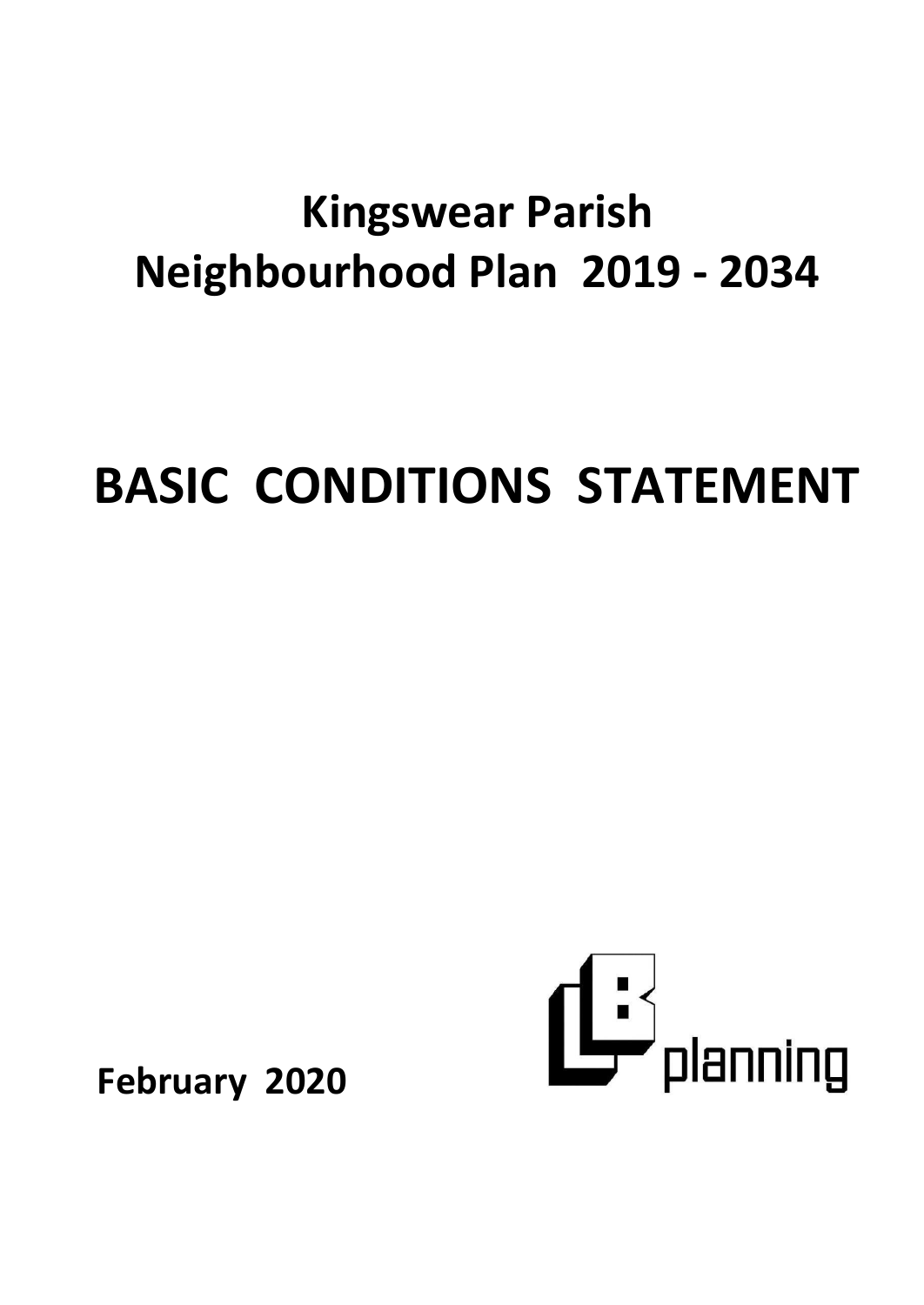# Kingswear Parish Neighbourhood Plan 2019 - 2034

# BASIC CONDITIONS STATEMENT

**February 2020**

planning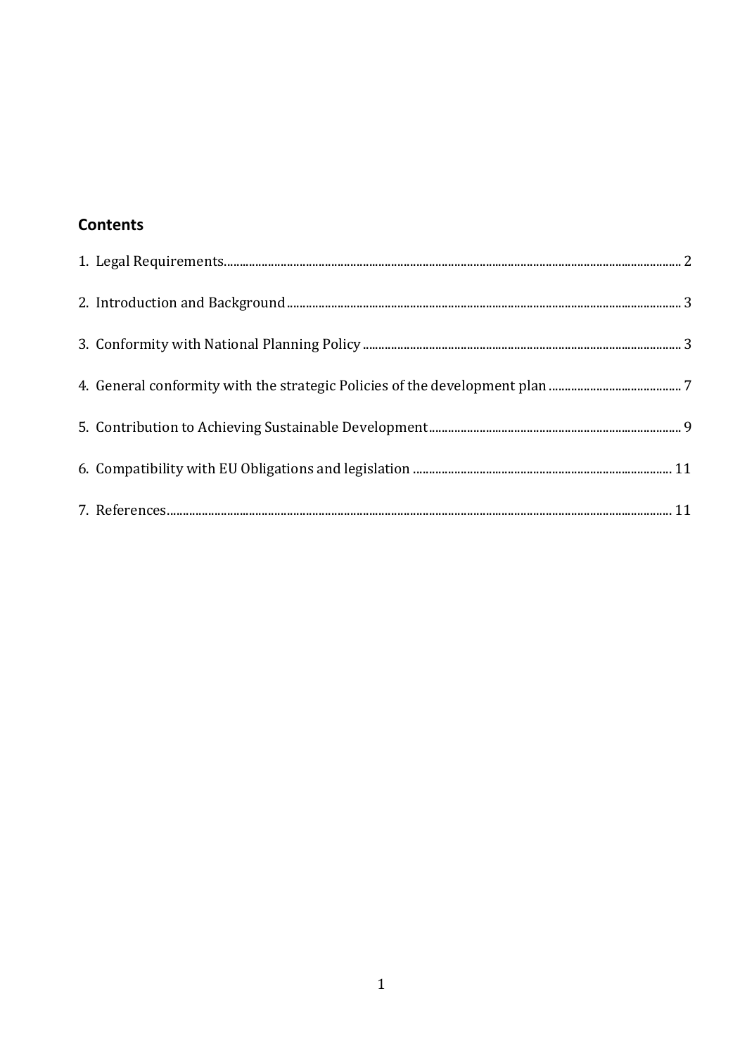## Contents

1. Legal Requirements ........................................................................................................ 2
2. Introduction and Background ........................................................................................ 3
3. Conformity with National Planning Policy ..................................................................... 3
4. General conformity with the strategic Policies of the development plan ....................... 7
5. Contribution to Achieving Sustainable Development .................................................... 9
6. Compatibility with EU Obligations and legislation ........................................................ 11
7. References .................................................................................................................... 11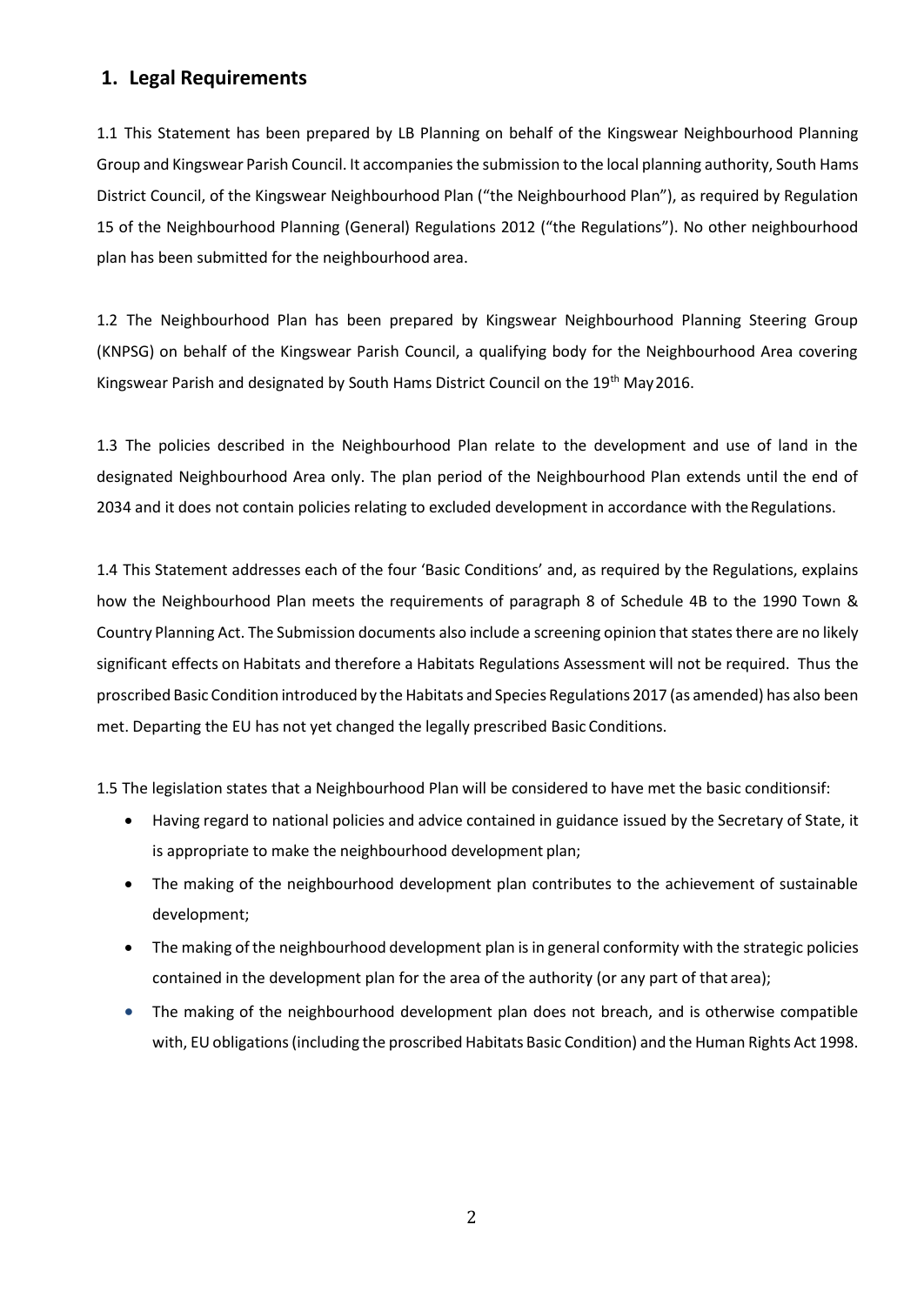## 1. Legal Requirements

1.1 This Statement has been prepared by LB Planning on behalf of the Kingswear Neighbourhood Planning Group and Kingswear Parish Council. It accompanies the submission to the local planning authority, South Hams District Council, of the Kingswear Neighbourhood Plan ("the Neighbourhood Plan"), as required by Regulation 15 of the Neighbourhood Planning (General) Regulations 2012 ("the Regulations"). No other neighbourhood plan has been submitted for the neighbourhood area.

1.2 The Neighbourhood Plan has been prepared by Kingswear Neighbourhood Planning Steering Group (KNPSG) on behalf of the Kingswear Parish Council, a qualifying body for the Neighbourhood Area covering Kingswear Parish and designated by South Hams District Council on the 19th May 2016.

1.3 The policies described in the Neighbourhood Plan relate to the development and use of land in the designated Neighbourhood Area only. The plan period of the Neighbourhood Plan extends until the end of 2034 and it does not contain policies relating to excluded development in accordance with the Regulations.

1.4 This Statement addresses each of the four 'Basic Conditions' and, as required by the Regulations, explains how the Neighbourhood Plan meets the requirements of paragraph 8 of Schedule 4B to the 1990 Town & Country Planning Act. The Submission documents also include a screening opinion that states there are no likely significant effects on Habitats and therefore a Habitats Regulations Assessment will not be required. Thus the proscribed Basic Condition introduced by the Habitats and Species Regulations 2017 (as amended) has also been met. Departing the EU has not yet changed the legally prescribed Basic Conditions.

1.5 The legislation states that a Neighbourhood Plan will be considered to have met the basic conditionsif:

- Having regard to national policies and advice contained in guidance issued by the Secretary of State, it is appropriate to make the neighbourhood development plan;
- The making of the neighbourhood development plan contributes to the achievement of sustainable development;
- The making of the neighbourhood development plan is in general conformity with the strategic policies contained in the development plan for the area of the authority (or any part of that area);
- The making of the neighbourhood development plan does not breach, and is otherwise compatible with, EU obligations (including the proscribed Habitats Basic Condition) and the Human Rights Act 1998.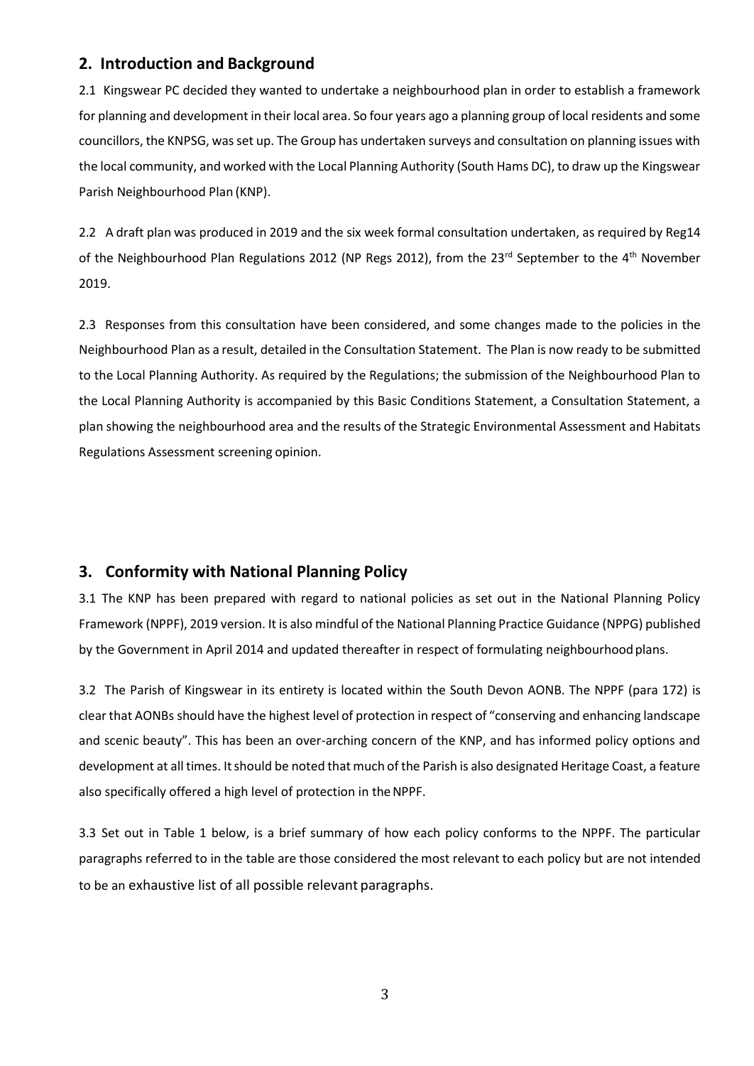## 2. Introduction and Background

2.1 Kingswear PC decided they wanted to undertake a neighbourhood plan in order to establish a framework for planning and development in their local area. So four years ago a planning group of local residents and some councillors, the KNPSG, was set up. The Group has undertaken surveys and consultation on planning issues with the local community, and worked with the Local Planning Authority (South Hams DC), to draw up the Kingswear Parish Neighbourhood Plan (KNP).

2.2 A draft plan was produced in 2019 and the six week formal consultation undertaken, as required by Reg14 of the Neighbourhood Plan Regulations 2012 (NP Regs 2012), from the 23rd September to the 4th November 2019.

2.3 Responses from this consultation have been considered, and some changes made to the policies in the Neighbourhood Plan as a result, detailed in the Consultation Statement. The Plan is now ready to be submitted to the Local Planning Authority. As required by the Regulations; the submission of the Neighbourhood Plan to the Local Planning Authority is accompanied by this Basic Conditions Statement, a Consultation Statement, a plan showing the neighbourhood area and the results of the Strategic Environmental Assessment and Habitats Regulations Assessment screening opinion.

## 3. Conformity with National Planning Policy

3.1 The KNP has been prepared with regard to national policies as set out in the National Planning Policy Framework (NPPF), 2019 version. It is also mindful of the National Planning Practice Guidance (NPPG) published by the Government in April 2014 and updated thereafter in respect of formulating neighbourhood plans.

3.2 The Parish of Kingswear in its entirety is located within the South Devon AONB. The NPPF (para 172) is clear that AONBs should have the highest level of protection in respect of "conserving and enhancing landscape and scenic beauty". This has been an over-arching concern of the KNP, and has informed policy options and development at all times. It should be noted that much of the Parish is also designated Heritage Coast, a feature also specifically offered a high level of protection in the NPPF.

3.3 Set out in Table 1 below, is a brief summary of how each policy conforms to the NPPF. The particular paragraphs referred to in the table are those considered the most relevant to each policy but are not intended to be an exhaustive list of all possible relevant paragraphs.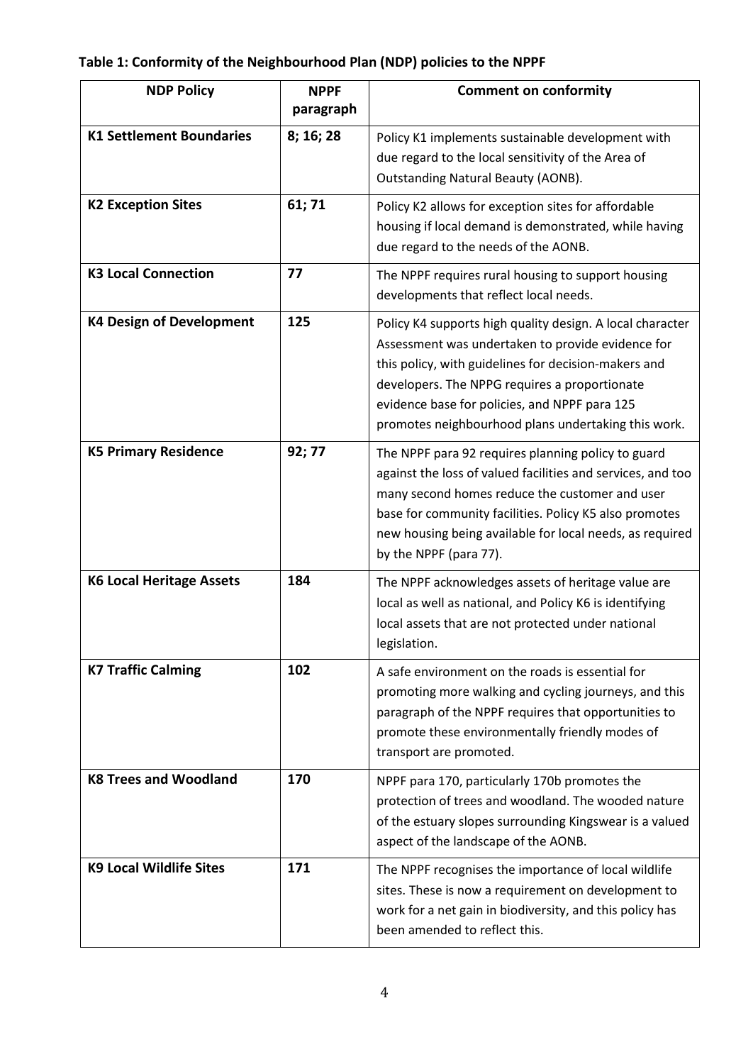**Table 1: Conformity of the Neighbourhood Plan (NDP) policies to the NPPF**

| NDP Policy | NPPF paragraph | Comment on conformity |
|---|---|---|
| **K1 Settlement Boundaries** | **8; 16; 28** | Policy K1 implements sustainable development with due regard to the local sensitivity of the Area of Outstanding Natural Beauty (AONB). |
| **K2 Exception Sites** | **61; 71** | Policy K2 allows for exception sites for affordable housing if local demand is demonstrated, while having due regard to the needs of the AONB. |
| **K3 Local Connection** | **77** | The NPPF requires rural housing to support housing developments that reflect local needs. |
| **K4 Design of Development** | **125** | Policy K4 supports high quality design. A local character Assessment was undertaken to provide evidence for this policy, with guidelines for decision-makers and developers. The NPPG requires a proportionate evidence base for policies, and NPPF para 125 promotes neighbourhood plans undertaking this work. |
| **K5 Primary Residence** | **92; 77** | The NPPF para 92 requires planning policy to guard against the loss of valued facilities and services, and too many second homes reduce the customer and user base for community facilities. Policy K5 also promotes new housing being available for local needs, as required by the NPPF (para 77). |
| **K6 Local Heritage Assets** | **184** | The NPPF acknowledges assets of heritage value are local as well as national, and Policy K6 is identifying local assets that are not protected under national legislation. |
| **K7 Traffic Calming** | **102** | A safe environment on the roads is essential for promoting more walking and cycling journeys, and this paragraph of the NPPF requires that opportunities to promote these environmentally friendly modes of transport are promoted. |
| **K8 Trees and Woodland** | **170** | NPPF para 170, particularly 170b promotes the protection of trees and woodland. The wooded nature of the estuary slopes surrounding Kingswear is a valued aspect of the landscape of the AONB. |
| **K9 Local Wildlife Sites** | **171** | The NPPF recognises the importance of local wildlife sites. These is now a requirement on development to work for a net gain in biodiversity, and this policy has been amended to reflect this. |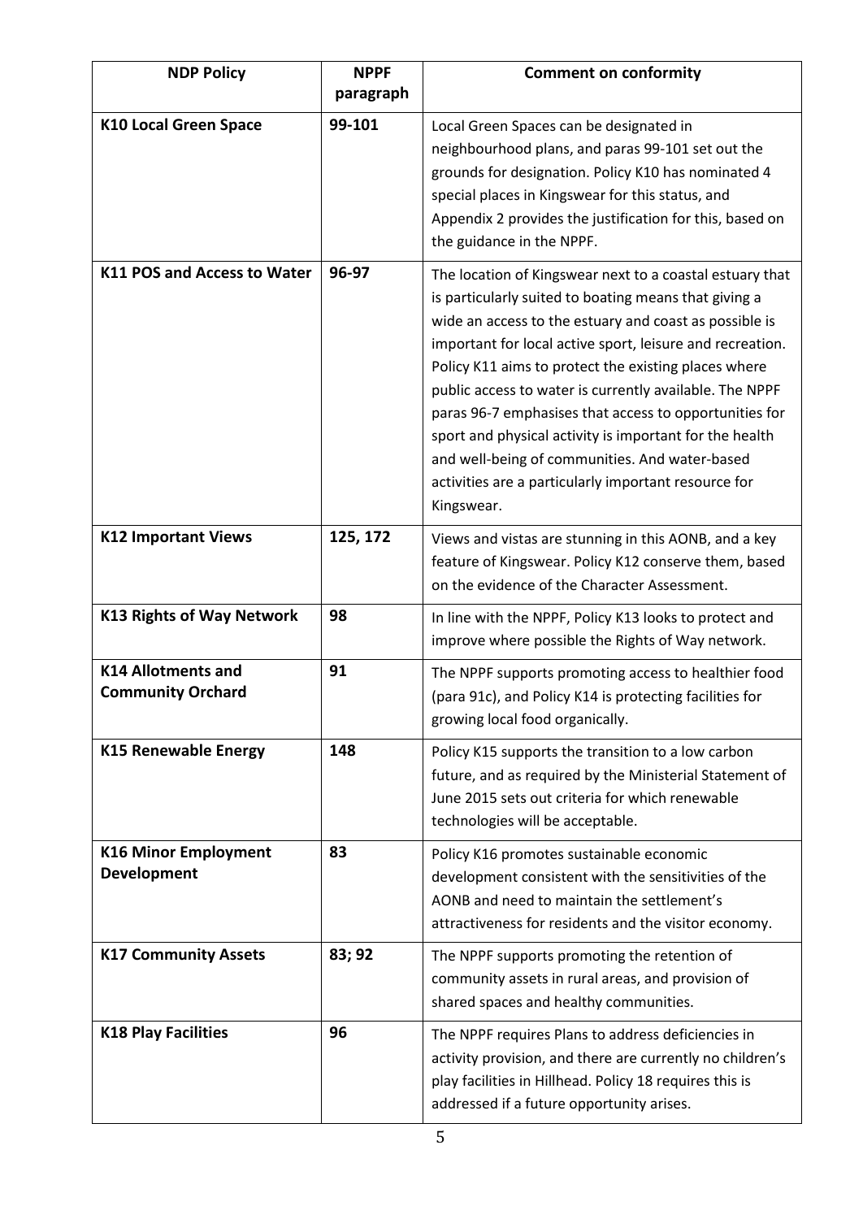| NDP Policy | NPPF paragraph | Comment on conformity |
|---|---|---|
| **K10 Local Green Space** | **99-101** | Local Green Spaces can be designated in neighbourhood plans, and paras 99-101 set out the grounds for designation. Policy K10 has nominated 4 special places in Kingswear for this status, and Appendix 2 provides the justification for this, based on the guidance in the NPPF. |
| **K11 POS and Access to Water** | **96-97** | The location of Kingswear next to a coastal estuary that is particularly suited to boating means that giving a wide an access to the estuary and coast as possible is important for local active sport, leisure and recreation. Policy K11 aims to protect the existing places where public access to water is currently available. The NPPF paras 96-7 emphasises that access to opportunities for sport and physical activity is important for the health and well-being of communities. And water-based activities are a particularly important resource for Kingswear. |
| **K12 Important Views** | **125, 172** | Views and vistas are stunning in this AONB, and a key feature of Kingswear. Policy K12 conserve them, based on the evidence of the Character Assessment. |
| **K13 Rights of Way Network** | **98** | In line with the NPPF, Policy K13 looks to protect and improve where possible the Rights of Way network. |
| **K14 Allotments and Community Orchard** | **91** | The NPPF supports promoting access to healthier food (para 91c), and Policy K14 is protecting facilities for growing local food organically. |
| **K15 Renewable Energy** | **148** | Policy K15 supports the transition to a low carbon future, and as required by the Ministerial Statement of June 2015 sets out criteria for which renewable technologies will be acceptable. |
| **K16 Minor Employment Development** | **83** | Policy K16 promotes sustainable economic development consistent with the sensitivities of the AONB and need to maintain the settlement's attractiveness for residents and the visitor economy. |
| **K17 Community Assets** | **83; 92** | The NPPF supports promoting the retention of community assets in rural areas, and provision of shared spaces and healthy communities. |
| **K18 Play Facilities** | **96** | The NPPF requires Plans to address deficiencies in activity provision, and there are currently no children's play facilities in Hillhead. Policy 18 requires this is addressed if a future opportunity arises. |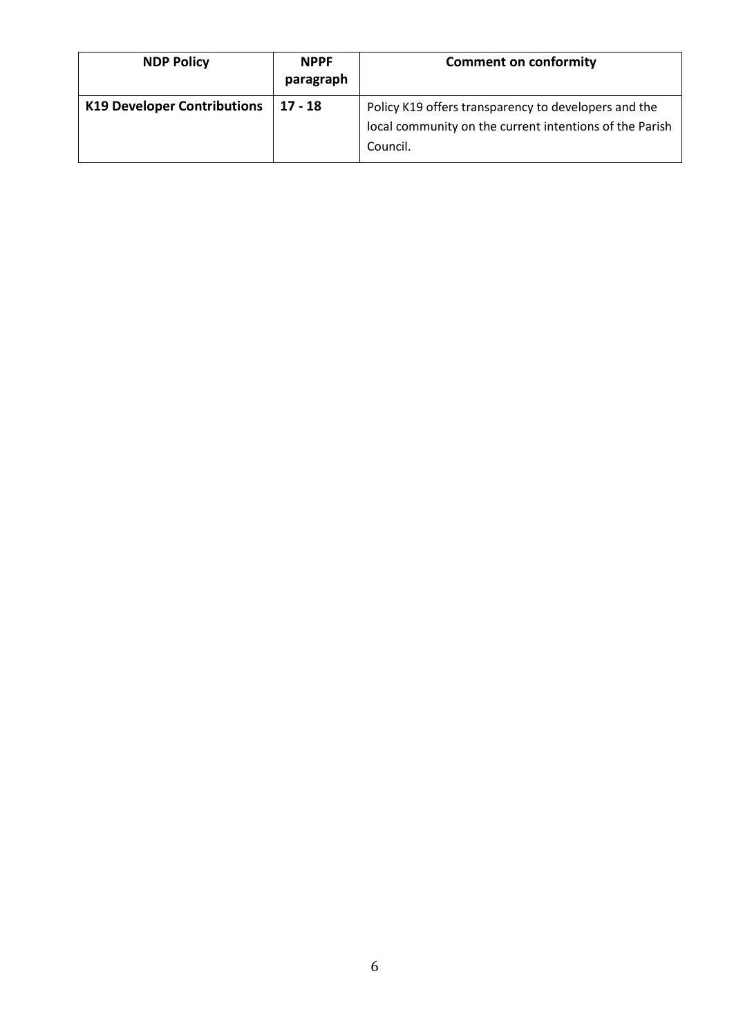| NDP Policy | NPPF paragraph | Comment on conformity |
|---|---|---|
| **K19 Developer Contributions** | **17 - 18** | Policy K19 offers transparency to developers and the local community on the current intentions of the Parish Council. |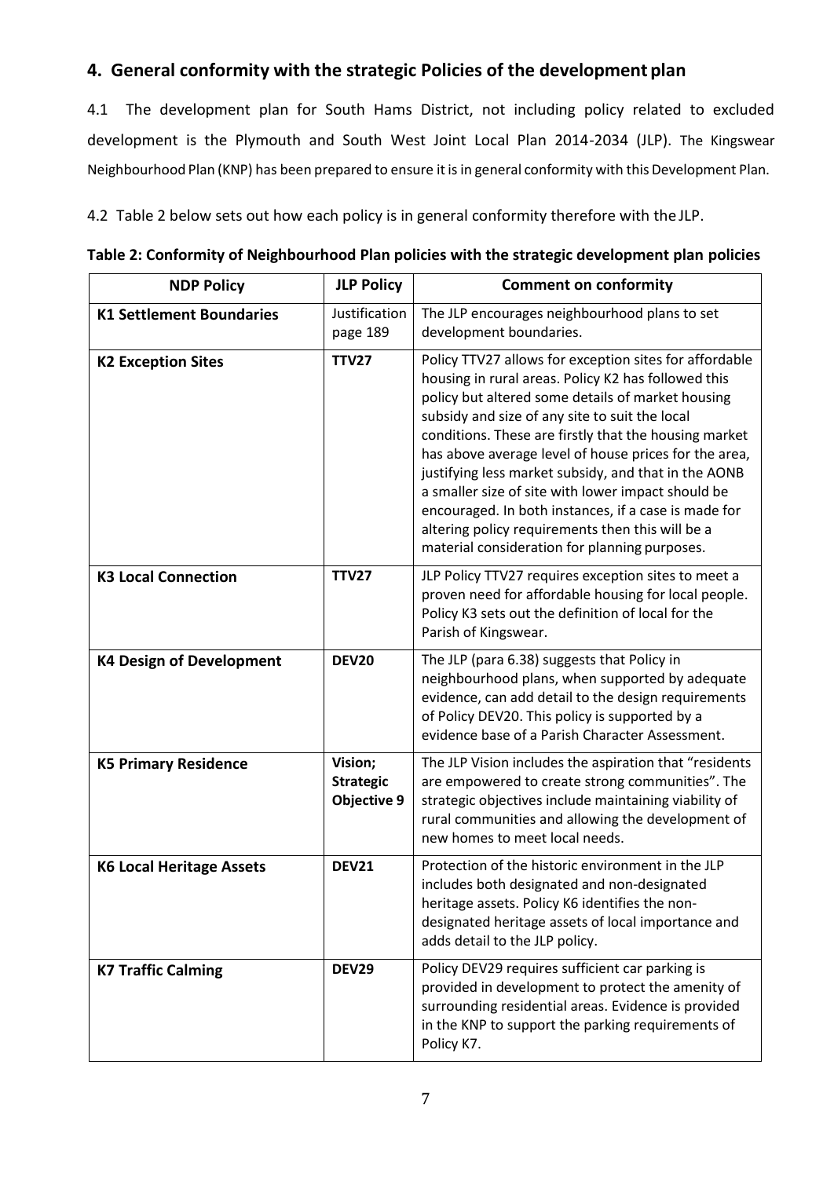## 4. General conformity with the strategic Policies of the development plan

4.1 The development plan for South Hams District, not including policy related to excluded development is the Plymouth and South West Joint Local Plan 2014-2034 (JLP). The Kingswear Neighbourhood Plan (KNP) has been prepared to ensure it is in general conformity with this Development Plan.

4.2 Table 2 below sets out how each policy is in general conformity therefore with the JLP.

**Table 2: Conformity of Neighbourhood Plan policies with the strategic development plan policies**

| NDP Policy | JLP Policy | Comment on conformity |
|---|---|---|
| **K1 Settlement Boundaries** | Justification page 189 | The JLP encourages neighbourhood plans to set development boundaries. |
| **K2 Exception Sites** | **TTV27** | Policy TTV27 allows for exception sites for affordable housing in rural areas. Policy K2 has followed this policy but altered some details of market housing subsidy and size of any site to suit the local conditions. These are firstly that the housing market has above average level of house prices for the area, justifying less market subsidy, and that in the AONB a smaller size of site with lower impact should be encouraged. In both instances, if a case is made for altering policy requirements then this will be a material consideration for planning purposes. |
| **K3 Local Connection** | **TTV27** | JLP Policy TTV27 requires exception sites to meet a proven need for affordable housing for local people. Policy K3 sets out the definition of local for the Parish of Kingswear. |
| **K4 Design of Development** | **DEV20** | The JLP (para 6.38) suggests that Policy in neighbourhood plans, when supported by adequate evidence, can add detail to the design requirements of Policy DEV20. This policy is supported by a evidence base of a Parish Character Assessment. |
| **K5 Primary Residence** | **Vision; Strategic Objective 9** | The JLP Vision includes the aspiration that "residents are empowered to create strong communities". The strategic objectives include maintaining viability of rural communities and allowing the development of new homes to meet local needs. |
| **K6 Local Heritage Assets** | **DEV21** | Protection of the historic environment in the JLP includes both designated and non-designated heritage assets. Policy K6 identifies the non-designated heritage assets of local importance and adds detail to the JLP policy. |
| **K7 Traffic Calming** | **DEV29** | Policy DEV29 requires sufficient car parking is provided in development to protect the amenity of surrounding residential areas. Evidence is provided in the KNP to support the parking requirements of Policy K7. |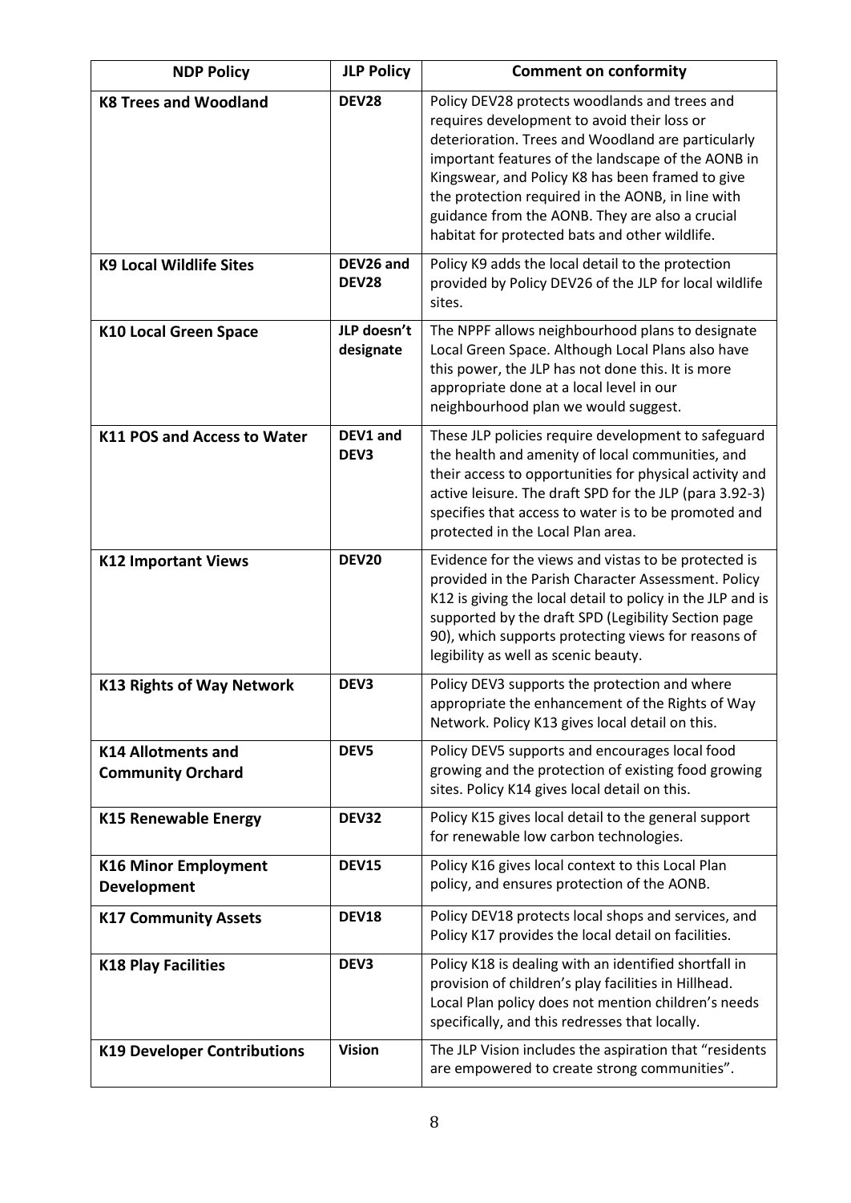| NDP Policy | JLP Policy | Comment on conformity |
|---|---|---|
| **K8 Trees and Woodland** | **DEV28** | Policy DEV28 protects woodlands and trees and requires development to avoid their loss or deterioration. Trees and Woodland are particularly important features of the landscape of the AONB in Kingswear, and Policy K8 has been framed to give the protection required in the AONB, in line with guidance from the AONB. They are also a crucial habitat for protected bats and other wildlife. |
| **K9 Local Wildlife Sites** | **DEV26 and DEV28** | Policy K9 adds the local detail to the protection provided by Policy DEV26 of the JLP for local wildlife sites. |
| **K10 Local Green Space** | **JLP doesn't designate** | The NPPF allows neighbourhood plans to designate Local Green Space. Although Local Plans also have this power, the JLP has not done this. It is more appropriate done at a local level in our neighbourhood plan we would suggest. |
| **K11 POS and Access to Water** | **DEV1 and DEV3** | These JLP policies require development to safeguard the health and amenity of local communities, and their access to opportunities for physical activity and active leisure. The draft SPD for the JLP (para 3.92-3) specifies that access to water is to be promoted and protected in the Local Plan area. |
| **K12 Important Views** | **DEV20** | Evidence for the views and vistas to be protected is provided in the Parish Character Assessment. Policy K12 is giving the local detail to policy in the JLP and is supported by the draft SPD (Legibility Section page 90), which supports protecting views for reasons of legibility as well as scenic beauty. |
| **K13 Rights of Way Network** | **DEV3** | Policy DEV3 supports the protection and where appropriate the enhancement of the Rights of Way Network. Policy K13 gives local detail on this. |
| **K14 Allotments and Community Orchard** | **DEV5** | Policy DEV5 supports and encourages local food growing and the protection of existing food growing sites. Policy K14 gives local detail on this. |
| **K15 Renewable Energy** | **DEV32** | Policy K15 gives local detail to the general support for renewable low carbon technologies. |
| **K16 Minor Employment Development** | **DEV15** | Policy K16 gives local context to this Local Plan policy, and ensures protection of the AONB. |
| **K17 Community Assets** | **DEV18** | Policy DEV18 protects local shops and services, and Policy K17 provides the local detail on facilities. |
| **K18 Play Facilities** | **DEV3** | Policy K18 is dealing with an identified shortfall in provision of children's play facilities in Hillhead. Local Plan policy does not mention children's needs specifically, and this redresses that locally. |
| **K19 Developer Contributions** | **Vision** | The JLP Vision includes the aspiration that "residents are empowered to create strong communities". |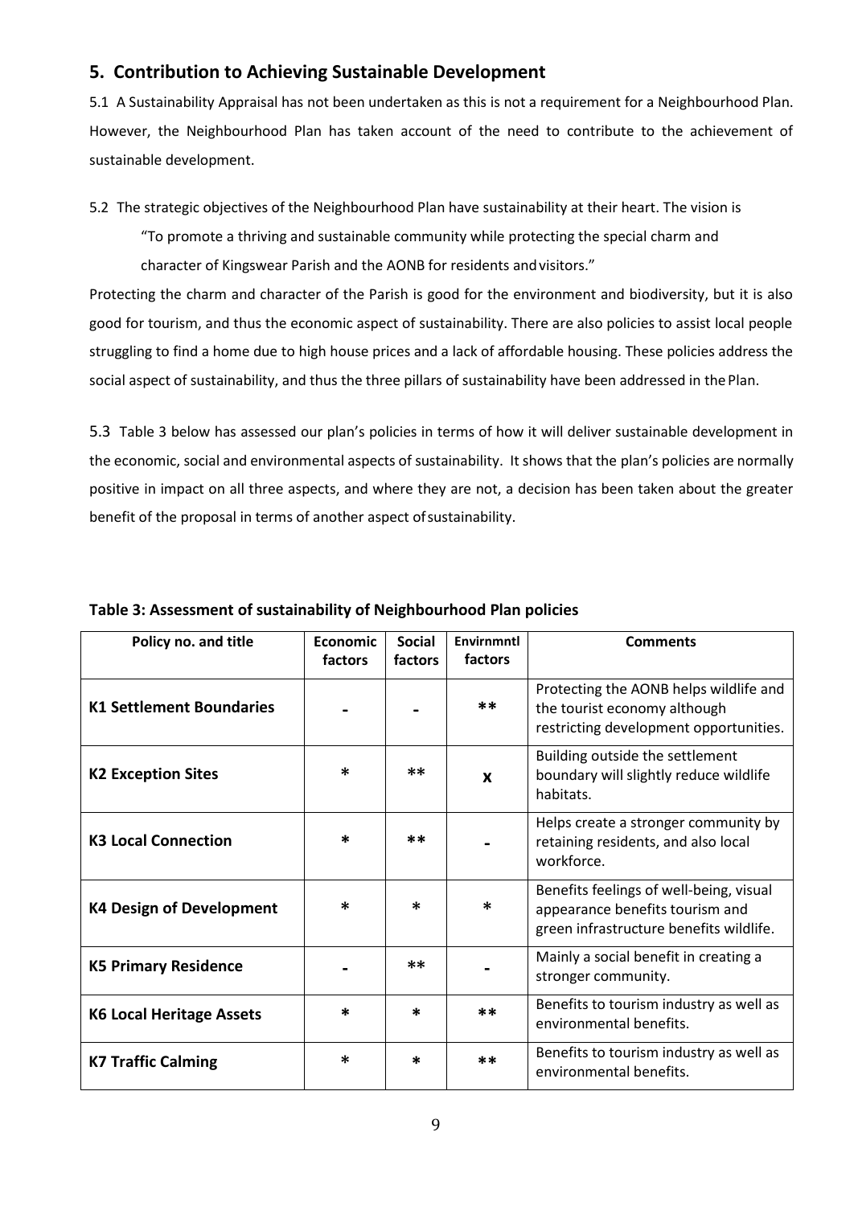## 5. Contribution to Achieving Sustainable Development

5.1 A Sustainability Appraisal has not been undertaken as this is not a requirement for a Neighbourhood Plan. However, the Neighbourhood Plan has taken account of the need to contribute to the achievement of sustainable development.

5.2 The strategic objectives of the Neighbourhood Plan have sustainability at their heart. The vision is

> "To promote a thriving and sustainable community while protecting the special charm and character of Kingswear Parish and the AONB for residents and visitors."

Protecting the charm and character of the Parish is good for the environment and biodiversity, but it is also good for tourism, and thus the economic aspect of sustainability. There are also policies to assist local people struggling to find a home due to high house prices and a lack of affordable housing. These policies address the social aspect of sustainability, and thus the three pillars of sustainability have been addressed in the Plan.

5.3 Table 3 below has assessed our plan's policies in terms of how it will deliver sustainable development in the economic, social and environmental aspects of sustainability. It shows that the plan's policies are normally positive in impact on all three aspects, and where they are not, a decision has been taken about the greater benefit of the proposal in terms of another aspect of sustainability.

**Table 3: Assessment of sustainability of Neighbourhood Plan policies**

| Policy no. and title | Economic factors | Social factors | Envirnmntl factors | Comments |
|---|---|---|---|---|
| **K1 Settlement Boundaries** | - | - | ** | Protecting the AONB helps wildlife and the tourist economy although restricting development opportunities. |
| **K2 Exception Sites** | * | ** | x | Building outside the settlement boundary will slightly reduce wildlife habitats. |
| **K3 Local Connection** | * | ** | - | Helps create a stronger community by retaining residents, and also local workforce. |
| **K4 Design of Development** | * | * | * | Benefits feelings of well-being, visual appearance benefits tourism and green infrastructure benefits wildlife. |
| **K5 Primary Residence** | - | ** | - | Mainly a social benefit in creating a stronger community. |
| **K6 Local Heritage Assets** | * | * | ** | Benefits to tourism industry as well as environmental benefits. |
| **K7 Traffic Calming** | * | * | ** | Benefits to tourism industry as well as environmental benefits. |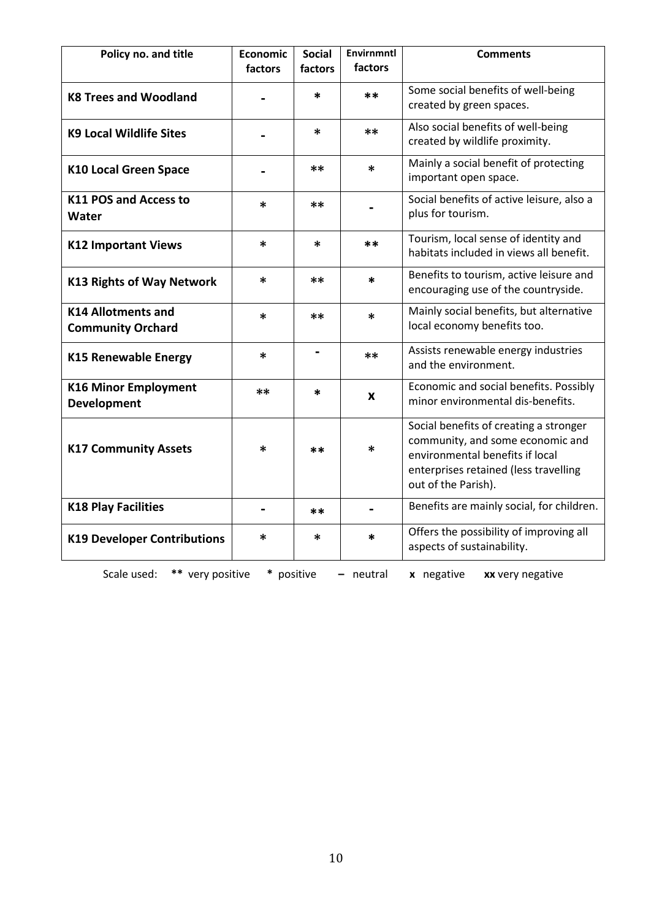| Policy no. and title | Economic factors | Social factors | Envirnmntl factors | Comments |
| --- | --- | --- | --- | --- |
| **K8 Trees and Woodland** | - | * | ** | Some social benefits of well-being created by green spaces. |
| **K9 Local Wildlife Sites** | - | * | ** | Also social benefits of well-being created by wildlife proximity. |
| **K10 Local Green Space** | - | ** | * | Mainly a social benefit of protecting important open space. |
| **K11 POS and Access to Water** | * | ** | - | Social benefits of active leisure, also a plus for tourism. |
| **K12 Important Views** | * | * | ** | Tourism, local sense of identity and habitats included in views all benefit. |
| **K13 Rights of Way Network** | * | ** | * | Benefits to tourism, active leisure and encouraging use of the countryside. |
| **K14 Allotments and Community Orchard** | * | ** | * | Mainly social benefits, but alternative local economy benefits too. |
| **K15 Renewable Energy** | * | - | ** | Assists renewable energy industries and the environment. |
| **K16 Minor Employment Development** | ** | * | **x** | Economic and social benefits. Possibly minor environmental dis-benefits. |
| **K17 Community Assets** | * | ** | * | Social benefits of creating a stronger community, and some economic and environmental benefits if local enterprises retained (less travelling out of the Parish). |
| **K18 Play Facilities** | - | ** | - | Benefits are mainly social, for children. |
| **K19 Developer Contributions** | * | * | * | Offers the possibility of improving all aspects of sustainability. |

Scale used: **\*\*** very positive **\*** positive **–** neutral **x** negative **xx** very negative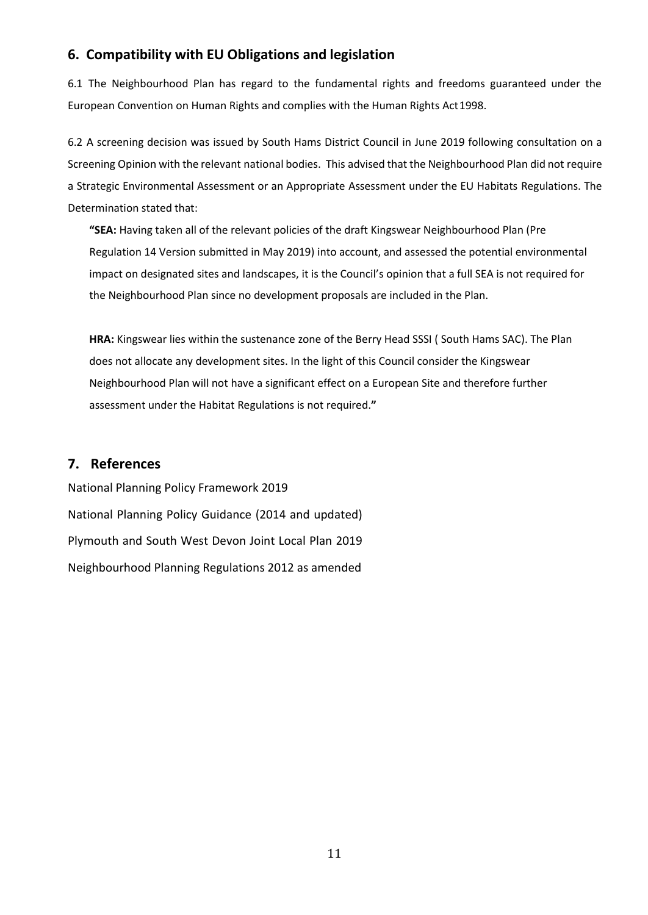## 6. Compatibility with EU Obligations and legislation

6.1 The Neighbourhood Plan has regard to the fundamental rights and freedoms guaranteed under the European Convention on Human Rights and complies with the Human Rights Act 1998.

6.2 A screening decision was issued by South Hams District Council in June 2019 following consultation on a Screening Opinion with the relevant national bodies. This advised that the Neighbourhood Plan did not require a Strategic Environmental Assessment or an Appropriate Assessment under the EU Habitats Regulations. The Determination stated that:

> **"SEA:** Having taken all of the relevant policies of the draft Kingswear Neighbourhood Plan (Pre Regulation 14 Version submitted in May 2019) into account, and assessed the potential environmental impact on designated sites and landscapes, it is the Council's opinion that a full SEA is not required for the Neighbourhood Plan since no development proposals are included in the Plan.
>
> **HRA:** Kingswear lies within the sustenance zone of the Berry Head SSSI ( South Hams SAC). The Plan does not allocate any development sites. In the light of this Council consider the Kingswear Neighbourhood Plan will not have a significant effect on a European Site and therefore further assessment under the Habitat Regulations is not required.**"**

## 7. References

National Planning Policy Framework 2019

National Planning Policy Guidance (2014 and updated)

Plymouth and South West Devon Joint Local Plan 2019

Neighbourhood Planning Regulations 2012 as amended